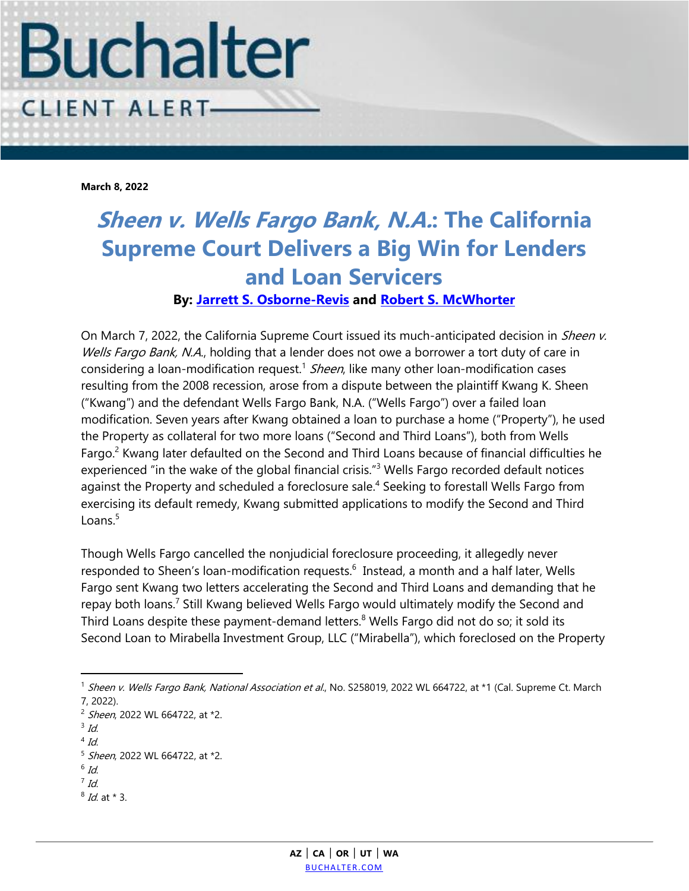**Buchalter**

**CLIENT ALERT**

**March 8, 2022**

# *Sheen v. Wells Fargo Bank, N.A.*: The California Supreme Court Delivers a Big Win for Lenders and Loan Servicers

**By: Jarrett S. Osborne-Revis and Robert S. McWhorter**

On March 7, 2022, the California Supreme Court issued its much-anticipated decision in *Sheen v. Wells Fargo Bank, N.A.*, holding that a lender does not owe a borrower a tort duty of care in considering a loan-modification request.[1] *Sheen*, like many other loan-modification cases resulting from the 2008 recession, arose from a dispute between the plaintiff Kwang K. Sheen ("Kwang") and the defendant Wells Fargo Bank, N.A. ("Wells Fargo") over a failed loan modification. Seven years after Kwang obtained a loan to purchase a home ("Property"), he used the Property as collateral for two more loans ("Second and Third Loans"), both from Wells Fargo.[2] Kwang later defaulted on the Second and Third Loans because of financial difficulties he experienced "in the wake of the global financial crisis."[3] Wells Fargo recorded default notices against the Property and scheduled a foreclosure sale.[4] Seeking to forestall Wells Fargo from exercising its default remedy, Kwang submitted applications to modify the Second and Third Loans.[5]

Though Wells Fargo cancelled the nonjudicial foreclosure proceeding, it allegedly never responded to Sheen's loan-modification requests.[6] Instead, a month and a half later, Wells Fargo sent Kwang two letters accelerating the Second and Third Loans and demanding that he repay both loans.[7] Still Kwang believed Wells Fargo would ultimately modify the Second and Third Loans despite these payment-demand letters.[8] Wells Fargo did not do so; it sold its Second Loan to Mirabella Investment Group, LLC ("Mirabella"), which foreclosed on the Property

---

[1] *Sheen v. Wells Fargo Bank, National Association et al.*, No. S258019, 2022 WL 664722, at *1 (Cal. Supreme Ct. March 7, 2022).

[2] *Sheen*, 2022 WL 664722, at *2.

[3] *Id.*

[4] *Id.*

[5] *Sheen*, 2022 WL 664722, at *2.

[6] *Id.*

[7] *Id.*

[8] *Id.* at * 3.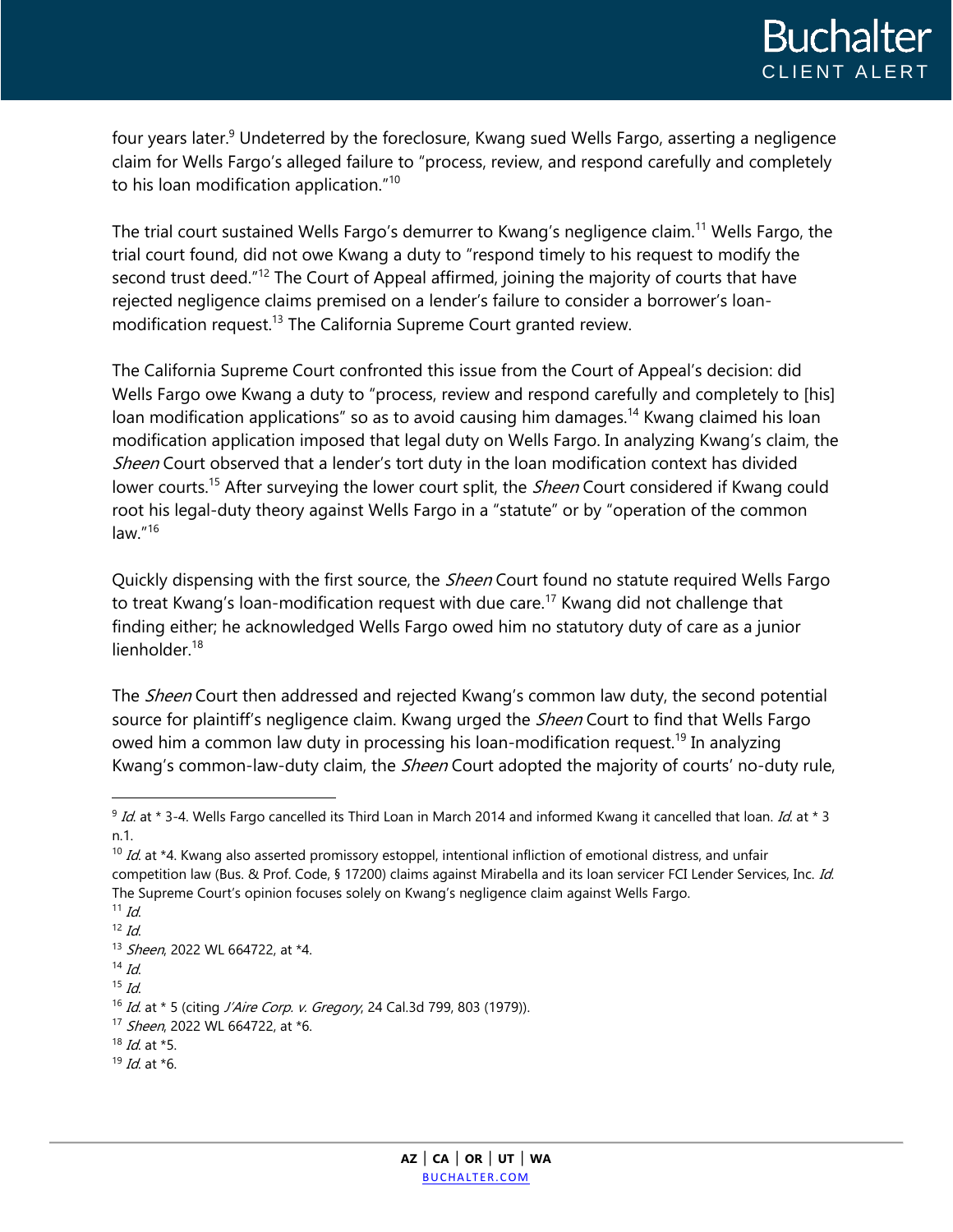four years later.[9] Undeterred by the foreclosure, Kwang sued Wells Fargo, asserting a negligence claim for Wells Fargo's alleged failure to "process, review, and respond carefully and completely to his loan modification application."[10]

The trial court sustained Wells Fargo's demurrer to Kwang's negligence claim.[11] Wells Fargo, the trial court found, did not owe Kwang a duty to "respond timely to his request to modify the second trust deed."[12] The Court of Appeal affirmed, joining the majority of courts that have rejected negligence claims premised on a lender's failure to consider a borrower's loan-modification request.[13] The California Supreme Court granted review.

The California Supreme Court confronted this issue from the Court of Appeal's decision: did Wells Fargo owe Kwang a duty to "process, review and respond carefully and completely to [his] loan modification applications" so as to avoid causing him damages.[14] Kwang claimed his loan modification application imposed that legal duty on Wells Fargo. In analyzing Kwang's claim, the *Sheen* Court observed that a lender's tort duty in the loan modification context has divided lower courts.[15] After surveying the lower court split, the *Sheen* Court considered if Kwang could root his legal-duty theory against Wells Fargo in a "statute" or by "operation of the common law."[16]

Quickly dispensing with the first source, the *Sheen* Court found no statute required Wells Fargo to treat Kwang's loan-modification request with due care.[17] Kwang did not challenge that finding either; he acknowledged Wells Fargo owed him no statutory duty of care as a junior lienholder.[18]

The *Sheen* Court then addressed and rejected Kwang's common law duty, the second potential source for plaintiff's negligence claim. Kwang urged the *Sheen* Court to find that Wells Fargo owed him a common law duty in processing his loan-modification request.[19] In analyzing Kwang's common-law-duty claim, the *Sheen* Court adopted the majority of courts' no-duty rule,

---

[9] *Id.* at * 3-4. Wells Fargo cancelled its Third Loan in March 2014 and informed Kwang it cancelled that loan. *Id.* at * 3 n.1.

[10] *Id.* at *4. Kwang also asserted promissory estoppel, intentional infliction of emotional distress, and unfair competition law (Bus. & Prof. Code, § 17200) claims against Mirabella and its loan servicer FCI Lender Services, Inc. *Id.* The Supreme Court's opinion focuses solely on Kwang's negligence claim against Wells Fargo.

[11] *Id.*

[12] *Id.*

[13] *Sheen*, 2022 WL 664722, at *4.

[14] *Id.*

[15] *Id.*

[16] *Id.* at * 5 (citing *J'Aire Corp. v. Gregory*, 24 Cal.3d 799, 803 (1979)).

[17] *Sheen*, 2022 WL 664722, at *6.

[18] *Id.* at *5.

[19] *Id.* at *6.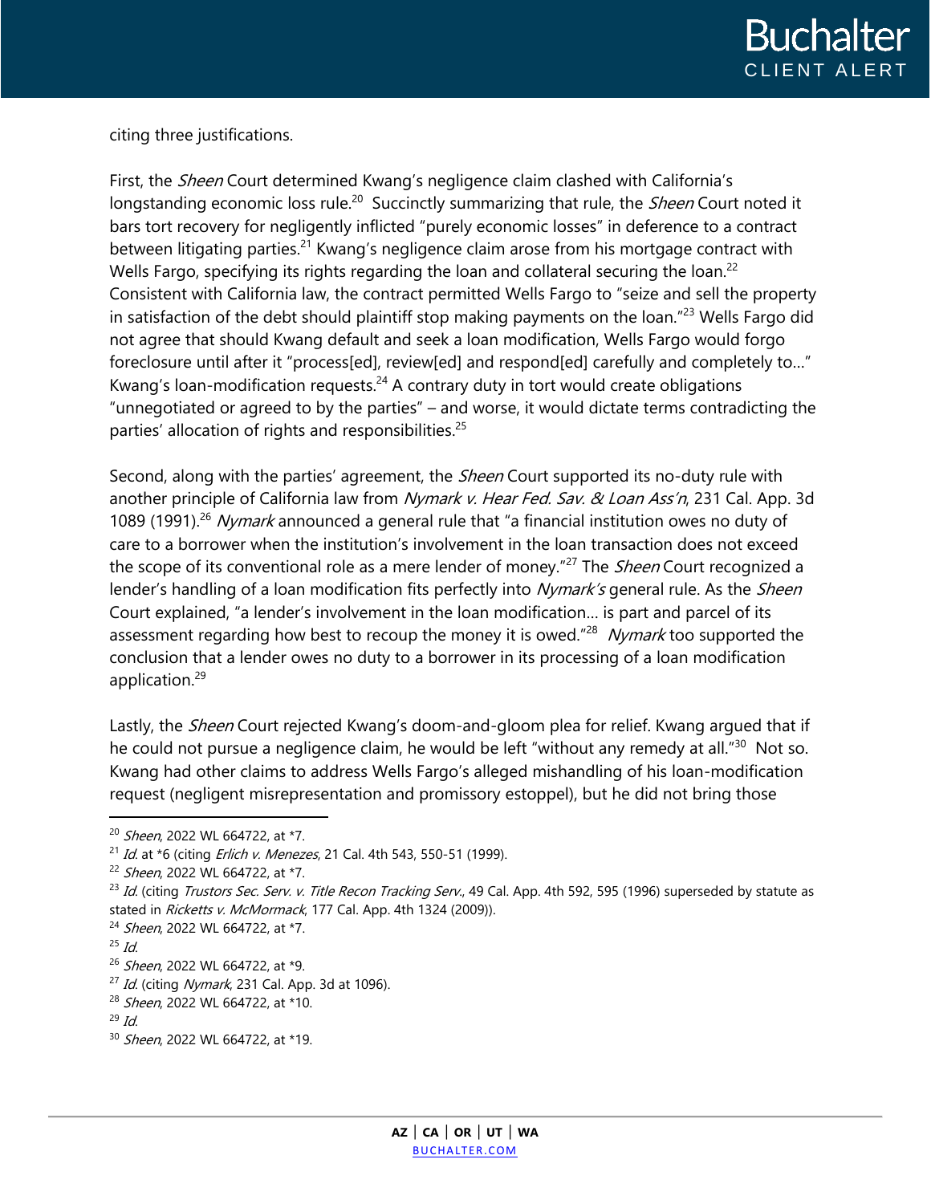citing three justifications.

First, the *Sheen* Court determined Kwang's negligence claim clashed with California's longstanding economic loss rule.[20] Succinctly summarizing that rule, the *Sheen* Court noted it bars tort recovery for negligently inflicted "purely economic losses" in deference to a contract between litigating parties.[21] Kwang's negligence claim arose from his mortgage contract with Wells Fargo, specifying its rights regarding the loan and collateral securing the loan.[22] Consistent with California law, the contract permitted Wells Fargo to "seize and sell the property in satisfaction of the debt should plaintiff stop making payments on the loan."[23] Wells Fargo did not agree that should Kwang default and seek a loan modification, Wells Fargo would forgo foreclosure until after it "process[ed], review[ed] and respond[ed] carefully and completely to…" Kwang's loan-modification requests.[24] A contrary duty in tort would create obligations "unnegotiated or agreed to by the parties" – and worse, it would dictate terms contradicting the parties' allocation of rights and responsibilities.[25]

Second, along with the parties' agreement, the *Sheen* Court supported its no-duty rule with another principle of California law from *Nymark v. Hear Fed. Sav. & Loan Ass'n*, 231 Cal. App. 3d 1089 (1991).[26] *Nymark* announced a general rule that "a financial institution owes no duty of care to a borrower when the institution's involvement in the loan transaction does not exceed the scope of its conventional role as a mere lender of money."[27] The *Sheen* Court recognized a lender's handling of a loan modification fits perfectly into *Nymark's* general rule. As the *Sheen* Court explained, "a lender's involvement in the loan modification… is part and parcel of its assessment regarding how best to recoup the money it is owed."[28] *Nymark* too supported the conclusion that a lender owes no duty to a borrower in its processing of a loan modification application.[29]

Lastly, the *Sheen* Court rejected Kwang's doom-and-gloom plea for relief. Kwang argued that if he could not pursue a negligence claim, he would be left "without any remedy at all."[30] Not so. Kwang had other claims to address Wells Fargo's alleged mishandling of his loan-modification request (negligent misrepresentation and promissory estoppel), but he did not bring those

---

[20] *Sheen*, 2022 WL 664722, at *7.
[21] *Id.* at *6 (citing *Erlich v. Menezes*, 21 Cal. 4th 543, 550-51 (1999).
[22] *Sheen*, 2022 WL 664722, at *7.
[23] *Id.* (citing *Trustors Sec. Serv. v. Title Recon Tracking Serv.*, 49 Cal. App. 4th 592, 595 (1996) superseded by statute as stated in *Ricketts v. McMormack*, 177 Cal. App. 4th 1324 (2009)).
[24] *Sheen*, 2022 WL 664722, at *7.
[25] *Id.*
[26] *Sheen*, 2022 WL 664722, at *9.
[27] *Id.* (citing *Nymark*, 231 Cal. App. 3d at 1096).
[28] *Sheen*, 2022 WL 664722, at *10.
[29] *Id.*
[30] *Sheen*, 2022 WL 664722, at *19.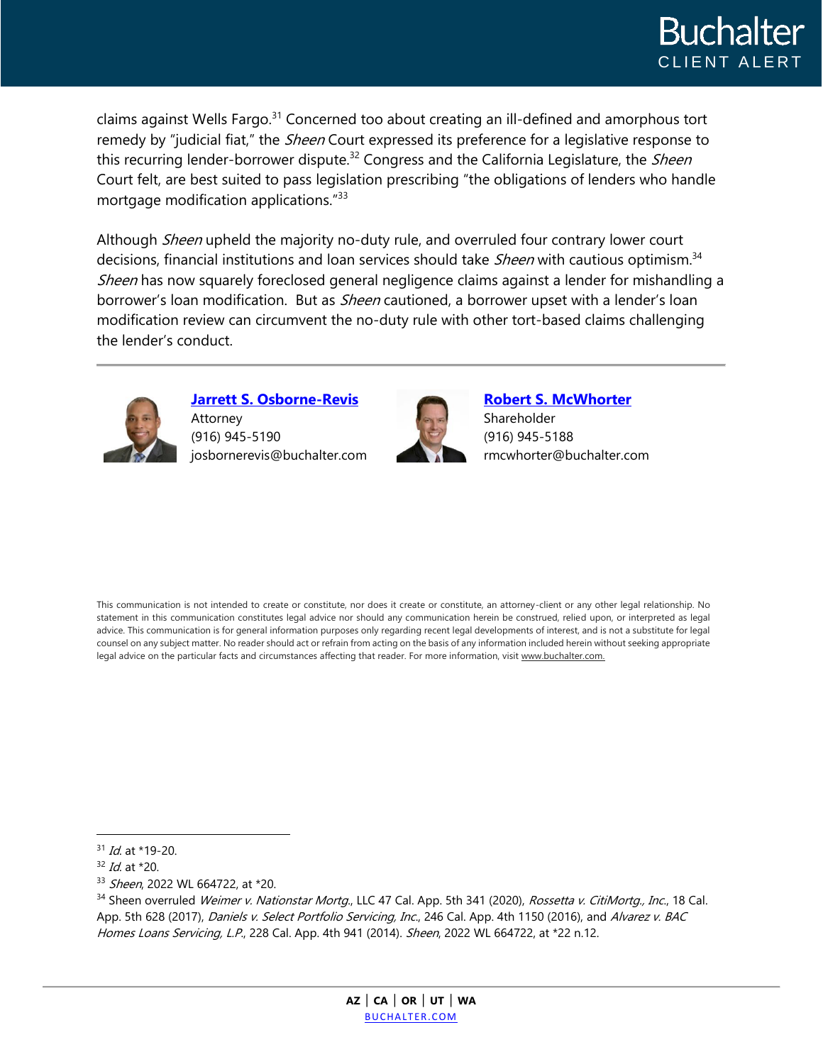claims against Wells Fargo.[31] Concerned too about creating an ill-defined and amorphous tort remedy by "judicial fiat," the *Sheen* Court expressed its preference for a legislative response to this recurring lender-borrower dispute.[32] Congress and the California Legislature, the *Sheen* Court felt, are best suited to pass legislation prescribing "the obligations of lenders who handle mortgage modification applications."[33]

Although *Sheen* upheld the majority no-duty rule, and overruled four contrary lower court decisions, financial institutions and loan services should take *Sheen* with cautious optimism.[34] *Sheen* has now squarely foreclosed general negligence claims against a lender for mishandling a borrower's loan modification. But as *Sheen* cautioned, a borrower upset with a lender's loan modification review can circumvent the no-duty rule with other tort-based claims challenging the lender's conduct.

---

**[Jarrett S. Osborne-Revis]()**
Attorney
(916) 945-5190
josbornerevis@buchalter.com

**[Robert S. McWhorter]()**
Shareholder
(916) 945-5188
rmcwhorter@buchalter.com

This communication is not intended to create or constitute, nor does it create or constitute, an attorney-client or any other legal relationship. No statement in this communication constitutes legal advice nor should any communication herein be construed, relied upon, or interpreted as legal advice. This communication is for general information purposes only regarding recent legal developments of interest, and is not a substitute for legal counsel on any subject matter. No reader should act or refrain from acting on the basis of any information included herein without seeking appropriate legal advice on the particular facts and circumstances affecting that reader. For more information, visit www.buchalter.com.

---

[31] *Id.* at *19-20.

[32] *Id.* at *20.

[33] *Sheen*, 2022 WL 664722, at *20.

[34] Sheen overruled *Weimer v. Nationstar Mortg.*, LLC 47 Cal. App. 5th 341 (2020), *Rossetta v. CitiMortg., Inc.*, 18 Cal. App. 5th 628 (2017), *Daniels v. Select Portfolio Servicing, Inc.*, 246 Cal. App. 4th 1150 (2016), and *Alvarez v. BAC Homes Loans Servicing, L.P.*, 228 Cal. App. 4th 941 (2014). *Sheen*, 2022 WL 664722, at *22 n.12.